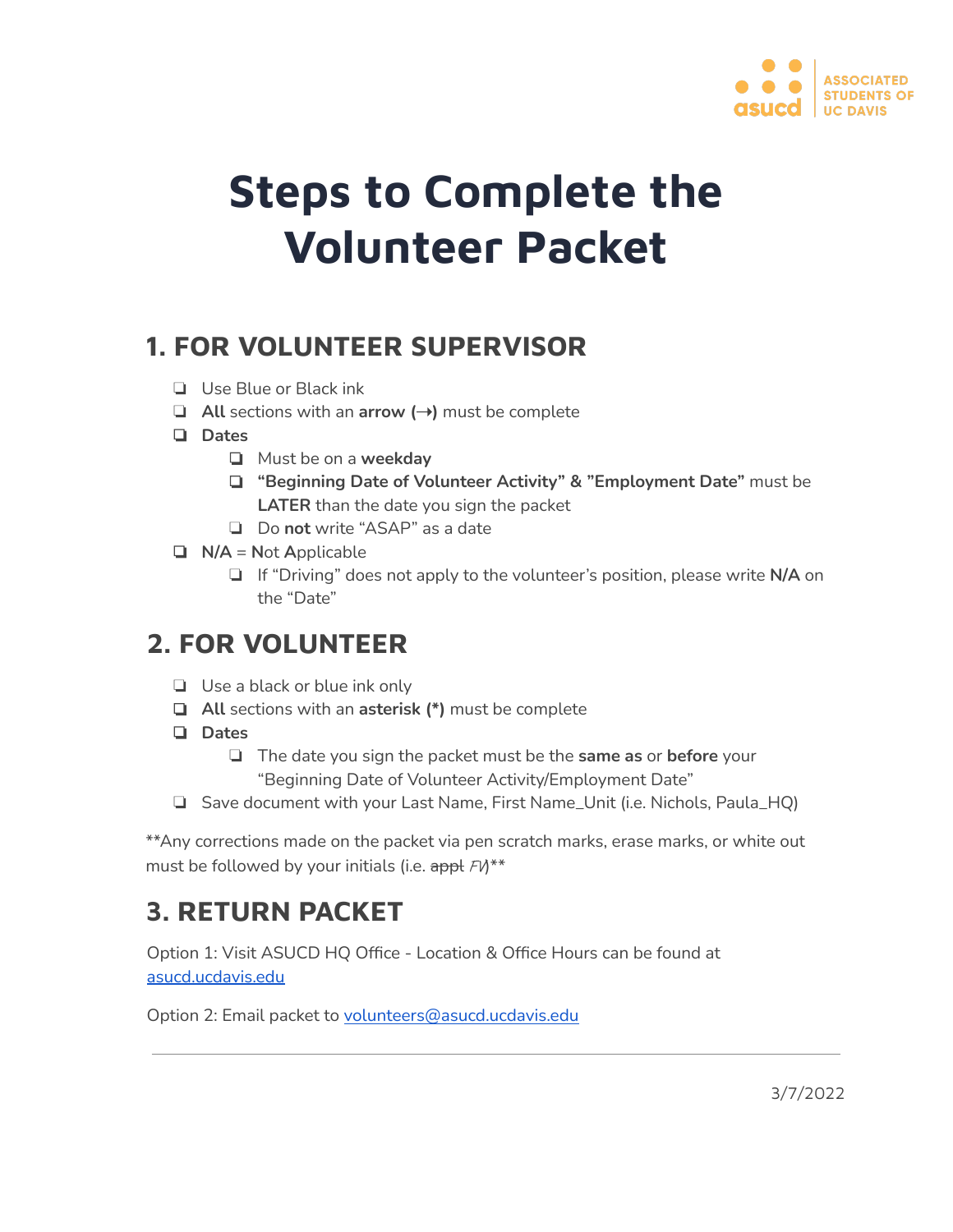ASSOCIATED STUDENTS OF UC DAVIS

# Steps to Complete the Volunteer Packet

## 1. FOR VOLUNTEER SUPERVISOR

- Use Blue or Black ink
- **All** sections with an **arrow (→)** must be complete
- **Dates**
  - Must be on a **weekday**
  - **"Beginning Date of Volunteer Activity" & "Employment Date"** must be **LATER** than the date you sign the packet
  - Do **not** write "ASAP" as a date
- **N/A** = **N**ot **A**pplicable
  - If "Driving" does not apply to the volunteer's position, please write **N/A** on the "Date"

## 2. FOR VOLUNTEER

- Use a black or blue ink only
- **All** sections with an **asterisk (*)** must be complete
- **Dates**
  - The date you sign the packet must be the **same as** or **before** your "Beginning Date of Volunteer Activity/Employment Date"
- Save document with your Last Name, First Name_Unit (i.e. Nichols, Paula_HQ)

**Any corrections made on the packet via pen scratch marks, erase marks, or white out must be followed by your initials (i.e. ~~appt~~ *FV*)**

## 3. RETURN PACKET

Option 1: Visit ASUCD HQ Office - Location & Office Hours can be found at [asucd.ucdavis.edu](asucd.ucdavis.edu)

Option 2: Email packet to [volunteers@asucd.ucdavis.edu](mailto:volunteers@asucd.ucdavis.edu)

3/7/2022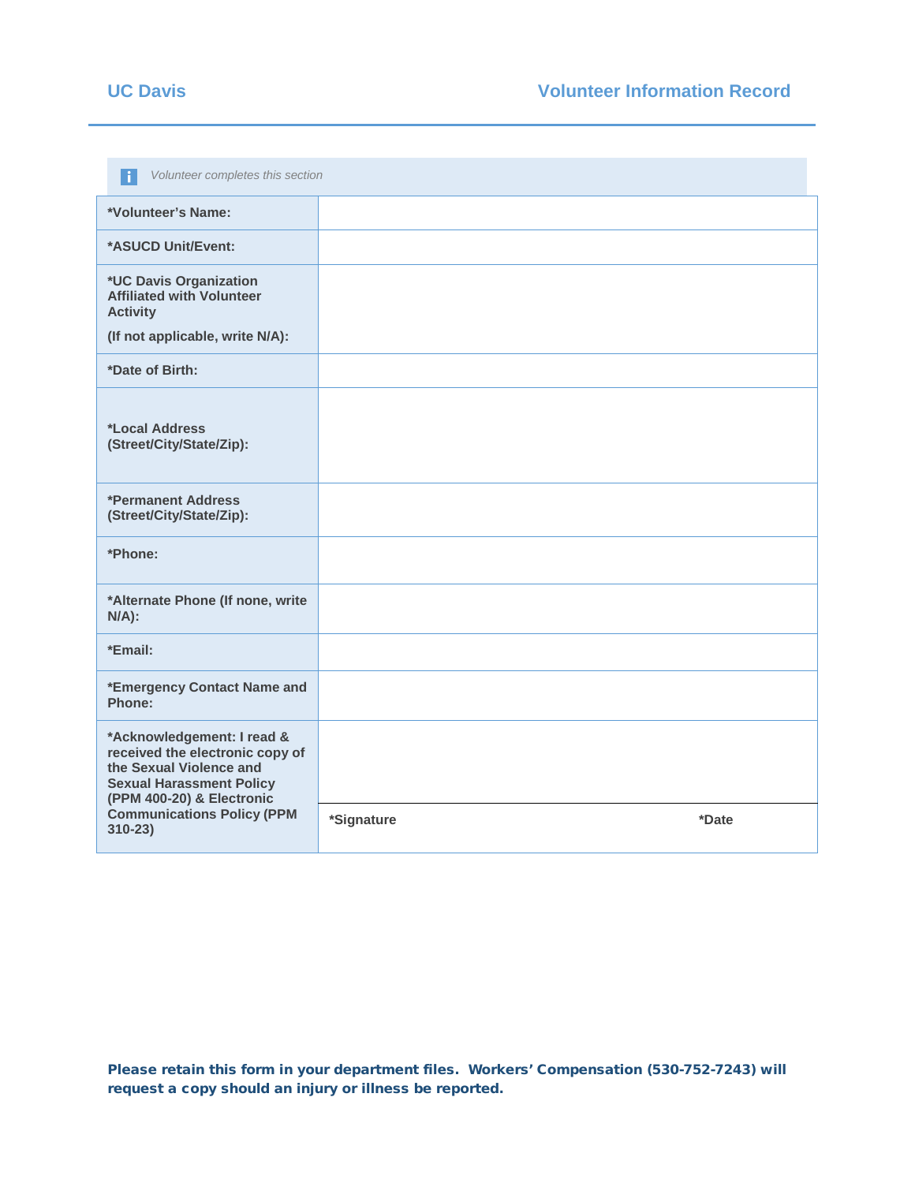## UC Davis — Volunteer Information Record

*Volunteer completes this section*

| Field | |
|---|---|
| **\*Volunteer's Name:** | |
| **\*ASUCD Unit/Event:** | |
| **\*UC Davis Organization Affiliated with Volunteer Activity (If not applicable, write N/A):** | |
| **\*Date of Birth:** | |
| **\*Local Address (Street/City/State/Zip):** | |
| **\*Permanent Address (Street/City/State/Zip):** | |
| **\*Phone:** | |
| **\*Alternate Phone (If none, write N/A):** | |
| **\*Email:** | |
| **\*Emergency Contact Name and Phone:** | |
| **\*Acknowledgement: I read & received the electronic copy of the Sexual Violence and Sexual Harassment Policy (PPM 400-20) & Electronic Communications Policy (PPM 310-23)** | **\*Signature** **\*Date** |

**Please retain this form in your department files. Workers' Compensation (530-752-7243) will request a copy should an injury or illness be reported.**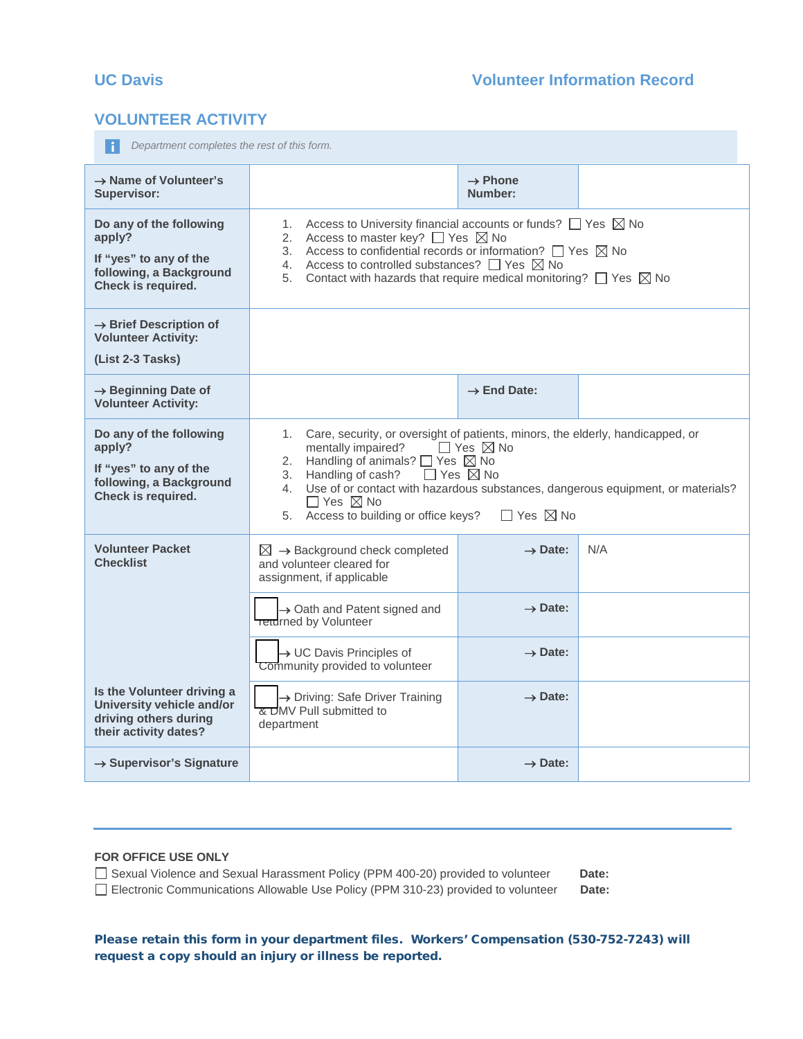UC Davis Volunteer Information Record

## VOLUNTEER ACTIVITY

*Department completes the rest of this form.*

| | | | |
|---|---|---|---|
| **→ Name of Volunteer's Supervisor:** | | **→ Phone Number:** | |
| **Do any of the following apply?** **If "yes" to any of the following, a Background Check is required.** | 1. Access to University financial accounts or funds? ☐ Yes ☒ No<br>2. Access to master key? ☐ Yes ☒ No<br>3. Access to confidential records or information? ☐ Yes ☒ No<br>4. Access to controlled substances? ☐ Yes ☒ No<br>5. Contact with hazards that require medical monitoring? ☐ Yes ☒ No | | |
| **→ Brief Description of Volunteer Activity:** **(List 2-3 Tasks)** | | | |
| **→ Beginning Date of Volunteer Activity:** | | **→ End Date:** | |
| **Do any of the following apply?** **If "yes" to any of the following, a Background Check is required.** | 1. Care, security, or oversight of patients, minors, the elderly, handicapped, or mentally impaired? ☐ Yes ☒ No<br>2. Handling of animals? ☐ Yes ☒ No<br>3. Handling of cash? ☐ Yes ☒ No<br>4. Use of or contact with hazardous substances, dangerous equipment, or materials? ☐ Yes ☒ No<br>5. Access to building or office keys? ☐ Yes ☒ No | | |
| **Volunteer Packet Checklist** | ☒ → Background check completed and volunteer cleared for assignment, if applicable | **→ Date:** | N/A |
| | ☐ → Oath and Patent signed and returned by Volunteer | **→ Date:** | |
| | ☐ → UC Davis Principles of Community provided to volunteer | **→ Date:** | |
| **Is the Volunteer driving a University vehicle and/or driving others during their activity dates?** | ☐ → Driving: Safe Driver Training & DMV Pull submitted to department | **→ Date:** | |
| **→ Supervisor's Signature** | | **→ Date:** | |

**FOR OFFICE USE ONLY**

☐ Sexual Violence and Sexual Harassment Policy (PPM 400-20) provided to volunteer **Date:**

☐ Electronic Communications Allowable Use Policy (PPM 310-23) provided to volunteer **Date:**

**Please retain this form in your department files. Workers' Compensation (530-752-7243) will request a copy should an injury or illness be reported.**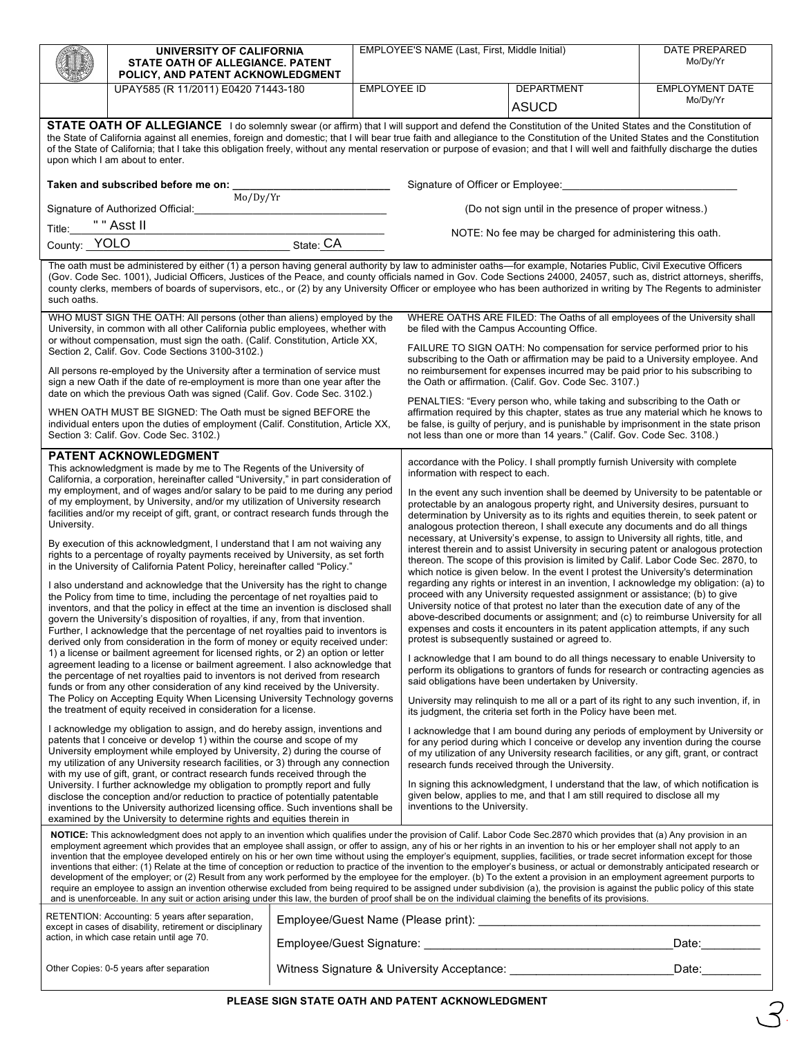| | UNIVERSITY OF CALIFORNIA STATE OATH OF ALLEGIANCE. PATENT POLICY, AND PATENT ACKNOWLEDGMENT | EMPLOYEE'S NAME (Last, First, Middle Initial) | | DATE PREPARED Mo/Dy/Yr |
|---|---|---|---|---|
| | UPAY585 (R 11/2011) E0420 71443-180 | EMPLOYEE ID | DEPARTMENT ASUCD | EMPLOYMENT DATE Mo/Dy/Yr |

**STATE OATH OF ALLEGIANCE** I do solemnly swear (or affirm) that I will support and defend the Constitution of the United States and the Constitution of the State of California against all enemies, foreign and domestic; that I will bear true faith and allegiance to the Constitution of the United States and the Constitution of the State of California; that I take this obligation freely, without any mental reservation or purpose of evasion; and that I will well and faithfully discharge the duties upon which I am about to enter.

**Taken and subscribed before me on:** ____________________ Mo/Dy/Yr

Signature of Authorized Official: ____________________

Title: " " Asst II

County: YOLO State: CA

Signature of Officer or Employee: ____________________

(Do not sign until in the presence of proper witness.)

NOTE: No fee may be charged for administering this oath.

The oath must be administered by either (1) a person having general authority by law to administer oaths—for example, Notaries Public, Civil Executive Officers (Gov. Code Sec. 1001), Judicial Officers, Justices of the Peace, and county officials named in Gov. Code Sections 24000, 24057, such as, district attorneys, sheriffs, county clerks, members of boards of supervisors, etc., or (2) by any University Officer or employee who has been authorized in writing by The Regents to administer such oaths.

WHO MUST SIGN THE OATH: All persons (other than aliens) employed by the University, in common with all other California public employees, whether with or without compensation, must sign the oath. (Calif. Constitution, Article XX, Section 2, Calif. Gov. Code Sections 3100-3102.)

All persons re-employed by the University after a termination of service must sign a new Oath if the date of re-employment is more than one year after the date on which the previous Oath was signed (Calif. Gov. Code Sec. 3102.)

WHEN OATH MUST BE SIGNED: The Oath must be signed BEFORE the individual enters upon the duties of employment (Calif. Constitution, Article XX, Section 3: Calif. Gov. Code Sec. 3102.)

WHERE OATHS ARE FILED: The Oaths of all employees of the University shall be filed with the Campus Accounting Office.

FAILURE TO SIGN OATH: No compensation for service performed prior to his subscribing to the Oath or affirmation may be paid to a University employee. And no reimbursement for expenses incurred may be paid prior to his subscribing to the Oath or affirmation. (Calif. Gov. Code Sec. 3107.)

PENALTIES: "Every person who, while taking and subscribing to the Oath or affirmation required by this chapter, states as true any material which he knows to be false, is guilty of perjury, and is punishable by imprisonment in the state prison not less than one or more than 14 years." (Calif. Gov. Code Sec. 3108.)

## PATENT ACKNOWLEDGMENT

This acknowledgment is made by me to The Regents of the University of California, a corporation, hereinafter called "University," in part consideration of my employment, and of wages and/or salary to be paid to me during any period of my employment, by University, and/or my utilization of University research facilities and/or my receipt of gift, grant, or contract research funds through the University.

By execution of this acknowledgment, I understand that I am not waiving any rights to a percentage of royalty payments received by University, as set forth in the University of California Patent Policy, hereinafter called "Policy."

I also understand and acknowledge that the University has the right to change the Policy from time to time, including the percentage of net royalties paid to inventors, and that the policy in effect at the time an invention is disclosed shall govern the University's disposition of royalties, if any, from that invention. Further, I acknowledge that the percentage of net royalties paid to inventors is derived only from consideration in the form of money or equity received under: 1) a license or bailment agreement for licensed rights, 2) an option or letter agreement leading to a license or bailment agreement. I also acknowledge that the percentage of net royalties paid to inventors is not derived from research funds or from any other consideration of any kind received by the University. The Policy on Accepting Equity When Licensing University Technology governs the treatment of equity received in consideration for a license.

I acknowledge my obligation to assign, and do hereby assign, inventions and patents that I conceive or develop 1) within the course and scope of my University employment while employed by University, 2) during the course of my utilization of any University research facilities, or 3) through any connection with my use of gift, grant, or contract research funds received through the University. I further acknowledge my obligation to promptly report and fully disclose the conception and/or reduction to practice of potentially patentable inventions to the University authorized licensing office. Such inventions shall be examined by the University to determine rights and equities therein in accordance with the Policy. I shall promptly furnish University with complete information with respect to each.

In the event any such invention shall be deemed by University to be patentable or protectable by an analogous property right, and University desires, pursuant to determination by University as to its rights and equities therein, to seek patent or analogous protection thereon, I shall execute any documents and do all things necessary, at University's expense, to assign to University all rights, title, and interest therein and to assist University in securing patent or analogous protection thereon. The scope of this provision is limited by Calif. Labor Code Sec. 2870, to which notice is given below. In the event I protest the University's determination regarding any rights or interest in an invention, I acknowledge my obligation: (a) to proceed with any University requested assignment or assistance; (b) to give University notice of that protest no later than the execution date of any of the above-described documents or assignment; and (c) to reimburse University for all expenses and costs it encounters in its patent application attempts, if any such protest is subsequently sustained or agreed to.

I acknowledge that I am bound to do all things necessary to enable University to perform its obligations to grantors of funds for research or contracting agencies as said obligations have been undertaken by University.

University may relinquish to me all or a part of its right to any such invention, if, in its judgment, the criteria set forth in the Policy have been met.

I acknowledge that I am bound during any periods of employment by University or for any period during which I conceive or develop any invention during the course of my utilization of any University research facilities, or any gift, grant, or contract research funds received through the University.

In signing this acknowledgment, I understand that the law, of which notification is given below, applies to me, and that I am still required to disclose all my inventions to the University.

**NOTICE:** This acknowledgment does not apply to an invention which qualifies under the provision of Calif. Labor Code Sec.2870 which provides that (a) Any provision in an employment agreement which provides that an employee shall assign, or offer to assign, any of his or her rights in an invention to his or her employer shall not apply to an invention that the employee developed entirely on his or her own time without using the employer's equipment, supplies, facilities, or trade secret information except for those inventions that either: (1) Relate at the time of conception or reduction to practice of the invention to the employer's business, or actual or demonstrably anticipated research or development of the employer; or (2) Result from any work performed by the employee for the employer. (b) To the extent a provision in an employment agreement purports to require an employee to assign an invention otherwise excluded from being required to be assigned under subdivision (a), the provision is against the public policy of this state and is unenforceable. In any suit or action arising under this law, the burden of proof shall be on the individual claiming the benefits of its provisions.

RETENTION: Accounting: 5 years after separation, except in cases of disability, retirement or disciplinary action, in which case retain until age 70.

Other Copies: 0-5 years after separation

Employee/Guest Name (Please print): ____________________

Employee/Guest Signature: ____________________ Date: ________

Witness Signature & University Acceptance: ____________________ Date: ________

**PLEASE SIGN STATE OATH AND PATENT ACKNOWLEDGMENT**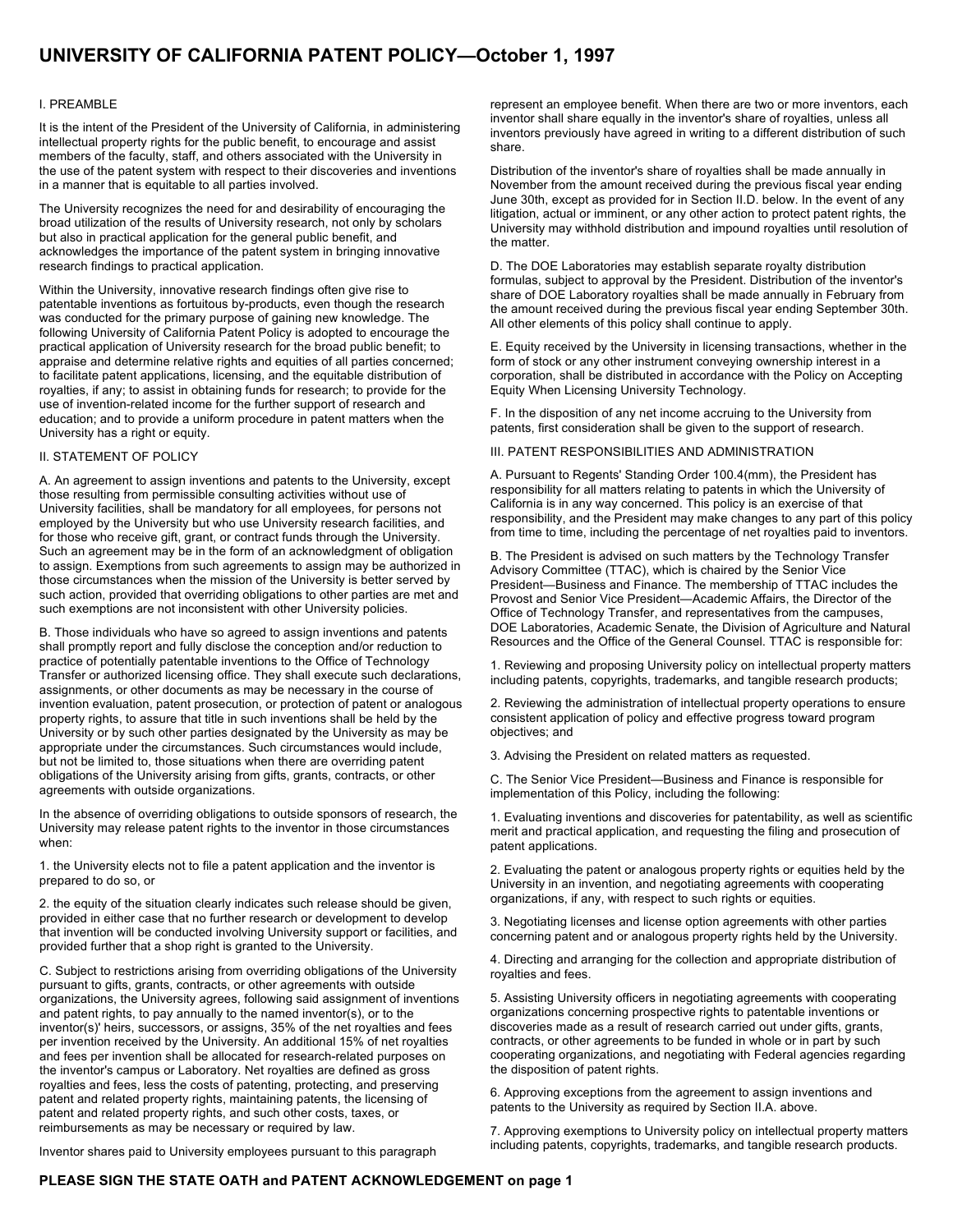# UNIVERSITY OF CALIFORNIA PATENT POLICY—October 1, 1997

I. PREAMBLE

It is the intent of the President of the University of California, in administering intellectual property rights for the public benefit, to encourage and assist members of the faculty, staff, and others associated with the University in the use of the patent system with respect to their discoveries and inventions in a manner that is equitable to all parties involved.

The University recognizes the need for and desirability of encouraging the broad utilization of the results of University research, not only by scholars but also in practical application for the general public benefit, and acknowledges the importance of the patent system in bringing innovative research findings to practical application.

Within the University, innovative research findings often give rise to patentable inventions as fortuitous by-products, even though the research was conducted for the primary purpose of gaining new knowledge. The following University of California Patent Policy is adopted to encourage the practical application of University research for the broad public benefit; to appraise and determine relative rights and equities of all parties concerned; to facilitate patent applications, licensing, and the equitable distribution of royalties, if any; to assist in obtaining funds for research; to provide for the use of invention-related income for the further support of research and education; and to provide a uniform procedure in patent matters when the University has a right or equity.

II. STATEMENT OF POLICY

A. An agreement to assign inventions and patents to the University, except those resulting from permissible consulting activities without use of University facilities, shall be mandatory for all employees, for persons not employed by the University but who use University research facilities, and for those who receive gift, grant, or contract funds through the University. Such an agreement may be in the form of an acknowledgment of obligation to assign. Exemptions from such agreements to assign may be authorized in those circumstances when the mission of the University is better served by such action, provided that overriding obligations to other parties are met and such exemptions are not inconsistent with other University policies.

B. Those individuals who have so agreed to assign inventions and patents shall promptly report and fully disclose the conception and/or reduction to practice of potentially patentable inventions to the Office of Technology Transfer or authorized licensing office. They shall execute such declarations, assignments, or other documents as may be necessary in the course of invention evaluation, patent prosecution, or protection of patent or analogous property rights, to assure that title in such inventions shall be held by the University or by such other parties designated by the University as may be appropriate under the circumstances. Such circumstances would include, but not be limited to, those situations when there are overriding patent obligations of the University arising from gifts, grants, contracts, or other agreements with outside organizations.

In the absence of overriding obligations to outside sponsors of research, the University may release patent rights to the inventor in those circumstances when:

1. the University elects not to file a patent application and the inventor is prepared to do so, or

2. the equity of the situation clearly indicates such release should be given, provided in either case that no further research or development to develop that invention will be conducted involving University support or facilities, and provided further that a shop right is granted to the University.

C. Subject to restrictions arising from overriding obligations of the University pursuant to gifts, grants, contracts, or other agreements with outside organizations, the University agrees, following said assignment of inventions and patent rights, to pay annually to the named inventor(s), or to the inventor(s)' heirs, successors, or assigns, 35% of the net royalties and fees per invention received by the University. An additional 15% of net royalties and fees per invention shall be allocated for research-related purposes on the inventor's campus or Laboratory. Net royalties are defined as gross royalties and fees, less the costs of patenting, protecting, and preserving patent and related property rights, maintaining patents, the licensing of patent and related property rights, and such other costs, taxes, or reimbursements as may be necessary or required by law.

Inventor shares paid to University employees pursuant to this paragraph represent an employee benefit. When there are two or more inventors, each inventor shall share equally in the inventor's share of royalties, unless all inventors previously have agreed in writing to a different distribution of such share.

Distribution of the inventor's share of royalties shall be made annually in November from the amount received during the previous fiscal year ending June 30th, except as provided for in Section II.D. below. In the event of any litigation, actual or imminent, or any other action to protect patent rights, the University may withhold distribution and impound royalties until resolution of the matter.

D. The DOE Laboratories may establish separate royalty distribution formulas, subject to approval by the President. Distribution of the inventor's share of DOE Laboratory royalties shall be made annually in February from the amount received during the previous fiscal year ending September 30th. All other elements of this policy shall continue to apply.

E. Equity received by the University in licensing transactions, whether in the form of stock or any other instrument conveying ownership interest in a corporation, shall be distributed in accordance with the Policy on Accepting Equity When Licensing University Technology.

F. In the disposition of any net income accruing to the University from patents, first consideration shall be given to the support of research.

III. PATENT RESPONSIBILITIES AND ADMINISTRATION

A. Pursuant to Regents' Standing Order 100.4(mm), the President has responsibility for all matters relating to patents in which the University of California is in any way concerned. This policy is an exercise of that responsibility, and the President may make changes to any part of this policy from time to time, including the percentage of net royalties paid to inventors.

B. The President is advised on such matters by the Technology Transfer Advisory Committee (TTAC), which is chaired by the Senior Vice President—Business and Finance. The membership of TTAC includes the Provost and Senior Vice President—Academic Affairs, the Director of the Office of Technology Transfer, and representatives from the campuses, DOE Laboratories, Academic Senate, the Division of Agriculture and Natural Resources and the Office of the General Counsel. TTAC is responsible for:

1. Reviewing and proposing University policy on intellectual property matters including patents, copyrights, trademarks, and tangible research products;

2. Reviewing the administration of intellectual property operations to ensure consistent application of policy and effective progress toward program objectives; and

3. Advising the President on related matters as requested.

C. The Senior Vice President—Business and Finance is responsible for implementation of this Policy, including the following:

1. Evaluating inventions and discoveries for patentability, as well as scientific merit and practical application, and requesting the filing and prosecution of patent applications.

2. Evaluating the patent or analogous property rights or equities held by the University in an invention, and negotiating agreements with cooperating organizations, if any, with respect to such rights or equities.

3. Negotiating licenses and license option agreements with other parties concerning patent and or analogous property rights held by the University.

4. Directing and arranging for the collection and appropriate distribution of royalties and fees.

5. Assisting University officers in negotiating agreements with cooperating organizations concerning prospective rights to patentable inventions or discoveries made as a result of research carried out under gifts, grants, contracts, or other agreements to be funded in whole or in part by such cooperating organizations, and negotiating with Federal agencies regarding the disposition of patent rights.

6. Approving exceptions from the agreement to assign inventions and patents to the University as required by Section II.A. above.

7. Approving exemptions to University policy on intellectual property matters including patents, copyrights, trademarks, and tangible research products.

**PLEASE SIGN THE STATE OATH and PATENT ACKNOWLEDGEMENT on page 1**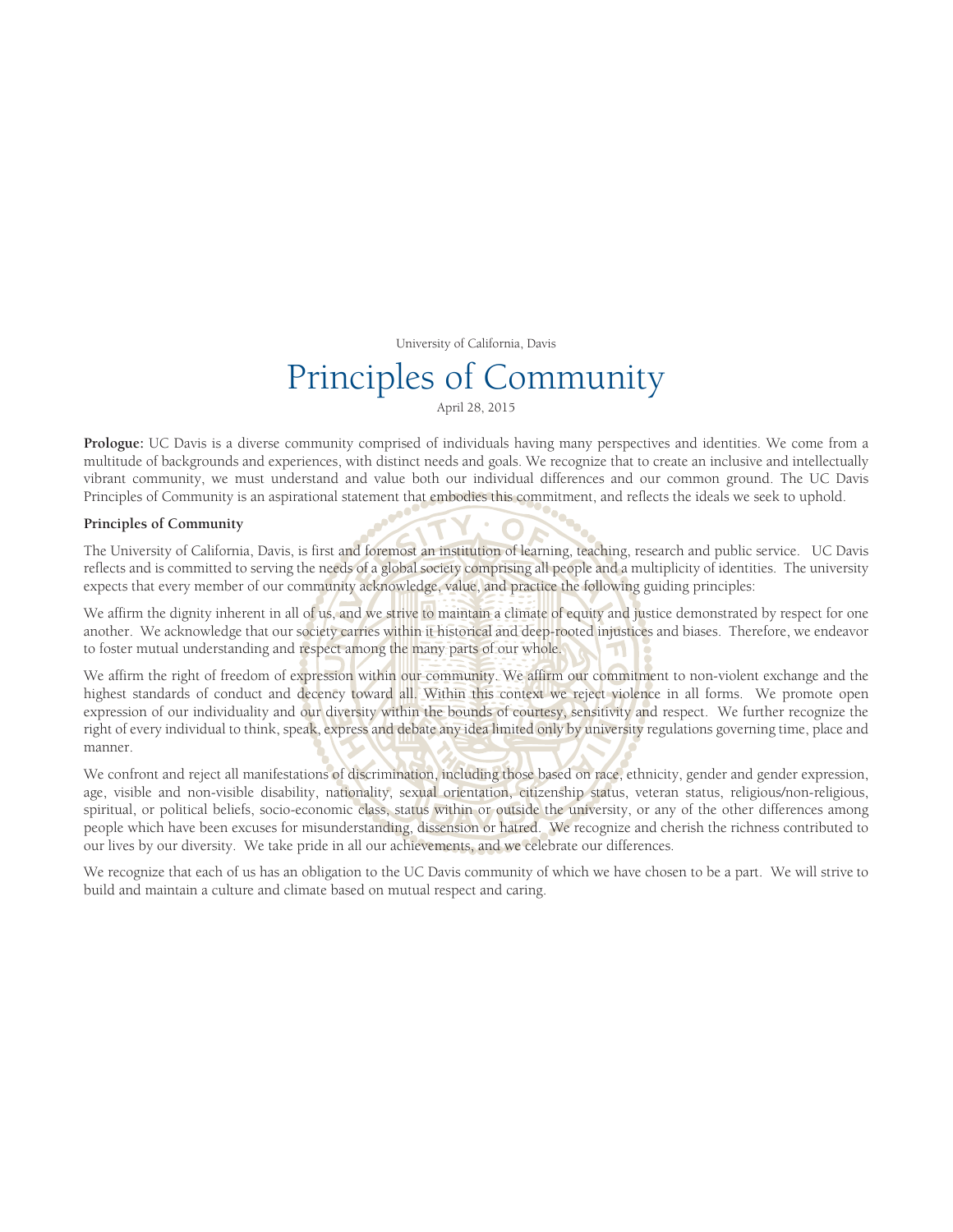University of California, Davis

# Principles of Community

April 28, 2015

**Prologue:** UC Davis is a diverse community comprised of individuals having many perspectives and identities. We come from a multitude of backgrounds and experiences, with distinct needs and goals. We recognize that to create an inclusive and intellectually vibrant community, we must understand and value both our individual differences and our common ground. The UC Davis Principles of Community is an aspirational statement that embodies this commitment, and reflects the ideals we seek to uphold.

**Principles of Community**

The University of California, Davis, is first and foremost an institution of learning, teaching, research and public service. UC Davis reflects and is committed to serving the needs of a global society comprising all people and a multiplicity of identities. The university expects that every member of our community acknowledge, value, and practice the following guiding principles:

We affirm the dignity inherent in all of us, and we strive to maintain a climate of equity and justice demonstrated by respect for one another. We acknowledge that our society carries within it historical and deep-rooted injustices and biases. Therefore, we endeavor to foster mutual understanding and respect among the many parts of our whole.

We affirm the right of freedom of expression within our community. We affirm our commitment to non-violent exchange and the highest standards of conduct and decency toward all. Within this context we reject violence in all forms. We promote open expression of our individuality and our diversity within the bounds of courtesy, sensitivity and respect. We further recognize the right of every individual to think, speak, express and debate any idea limited only by university regulations governing time, place and manner.

We confront and reject all manifestations of discrimination, including those based on race, ethnicity, gender and gender expression, age, visible and non-visible disability, nationality, sexual orientation, citizenship status, veteran status, religious/non-religious, spiritual, or political beliefs, socio-economic class, status within or outside the university, or any of the other differences among people which have been excuses for misunderstanding, dissension or hatred. We recognize and cherish the richness contributed to our lives by our diversity. We take pride in all our achievements, and we celebrate our differences.

We recognize that each of us has an obligation to the UC Davis community of which we have chosen to be a part. We will strive to build and maintain a culture and climate based on mutual respect and caring.